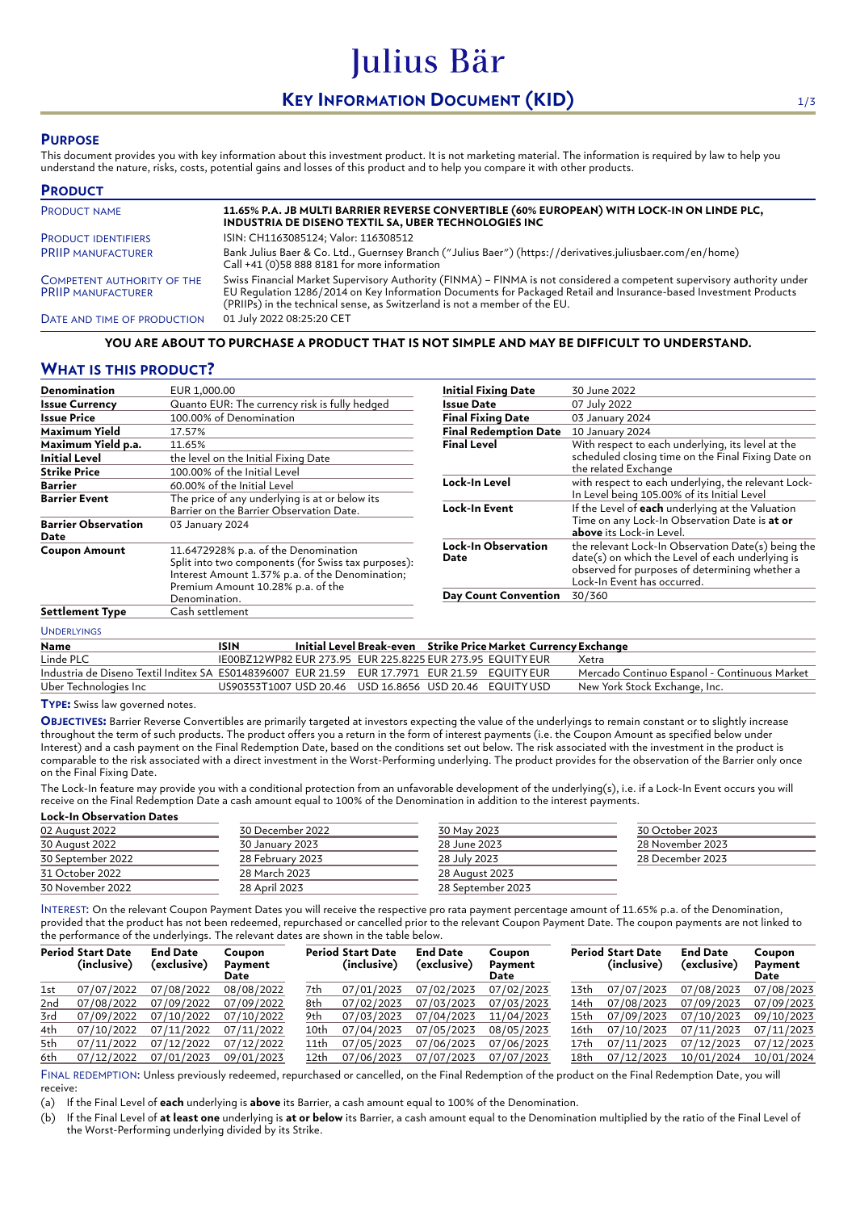# Julius Bär

## KEY INFORMATION DOCUMENT (KID)

## PURPOSE

This document provides you with key information about this investment product. It is not marketing material. The information is required by law to help you understand the nature, risks, costs, potential gains and losses of this product and to help you compare it with other products.

## PRODUCT

| | |
|---|---|
| PRODUCT NAME | **11.65% P.A. JB MULTI BARRIER REVERSE CONVERTIBLE (60% EUROPEAN) WITH LOCK-IN ON LINDE PLC, INDUSTRIA DE DISENO TEXTIL SA, UBER TECHNOLOGIES INC** |
| PRODUCT IDENTIFIERS | ISIN: CH1163085124; Valor: 116308512 |
| PRIIP MANUFACTURER | Bank Julius Baer & Co. Ltd., Guernsey Branch ("Julius Baer") (https://derivatives.juliusbaer.com/en/home) Call +41 (0)58 888 8181 for more information |
| COMPETENT AUTHORITY OF THE PRIIP MANUFACTURER | Swiss Financial Market Supervisory Authority (FINMA) – FINMA is not considered a competent supervisory authority under EU Regulation 1286/2014 on Key Information Documents for Packaged Retail and Insurance-based Investment Products (PRIIPs) in the technical sense, as Switzerland is not a member of the EU. |
| DATE AND TIME OF PRODUCTION | 01 July 2022 08:25:20 CET |

**YOU ARE ABOUT TO PURCHASE A PRODUCT THAT IS NOT SIMPLE AND MAY BE DIFFICULT TO UNDERSTAND.**

## WHAT IS THIS PRODUCT?

| | |
|---|---|
| **Denomination** | EUR 1,000.00 |
| **Issue Currency** | Quanto EUR: The currency risk is fully hedged |
| **Issue Price** | 100.00% of Denomination |
| **Maximum Yield** | 17.57% |
| **Maximum Yield p.a.** | 11.65% |
| **Initial Level** | the level on the Initial Fixing Date |
| **Strike Price** | 100.00% of the Initial Level |
| **Barrier** | 60.00% of the Initial Level |
| **Barrier Event** | The price of any underlying is at or below its Barrier on the Barrier Observation Date. |
| **Barrier Observation Date** | 03 January 2024 |
| **Coupon Amount** | 11.6472928% p.a. of the Denomination Split into two components (for Swiss tax purposes): Interest Amount 1.37% p.a. of the Denomination; Premium Amount 10.28% p.a. of the Denomination. |
| **Settlement Type** | Cash settlement |

| | |
|---|---|
| **Initial Fixing Date** | 30 June 2022 |
| **Issue Date** | 07 July 2022 |
| **Final Fixing Date** | 03 January 2024 |
| **Final Redemption Date** | 10 January 2024 |
| **Final Level** | With respect to each underlying, its level at the scheduled closing time on the Final Fixing Date on the related Exchange |
| **Lock-In Level** | with respect to each underlying, the relevant Lock-In Level being 105.00% of its Initial Level |
| **Lock-In Event** | If the Level of **each** underlying at the Valuation Time on any Lock-In Observation Date is **at or above** its Lock-In Level. |
| **Lock-In Observation Date** | the relevant Lock-In Observation Date(s) being the date(s) on which the Level of each underlying is observed for purposes of determining whether a Lock-In Event has occurred. |
| **Day Count Convention** | 30/360 |

UNDERLYINGS

| Name | ISIN | Initial Level | Break-even | Strike Price | Market | Currency | Exchange |
|---|---|---|---|---|---|---|---|
| Linde PLC | IE00BZ12WP82 | EUR 273.95 | EUR 225.8225 | EUR 273.95 | EQUITY | EUR | Xetra |
| Industria de Diseno Textil Inditex SA | ES0148396007 | EUR 21.59 | EUR 17.7971 | EUR 21.59 | EQUITY | EUR | Mercado Continuo Espanol - Continuous Market |
| Uber Technologies Inc | US90353T1007 | USD 20.46 | USD 16.8656 | USD 20.46 | EQUITY | USD | New York Stock Exchange, Inc. |

**TYPE:** Swiss law governed notes.

**OBJECTIVES:** Barrier Reverse Convertibles are primarily targeted at investors expecting the value of the underlyings to remain constant or to slightly increase throughout the term of such products. The product offers you a return in the form of interest payments (i.e. the Coupon Amount as specified below under Interest) and a cash payment on the Final Redemption Date, based on the conditions set out below. The risk associated with the investment in the product is comparable to the risk associated with a direct investment in the Worst-Performing underlying. The product provides for the observation of the Barrier only once on the Final Fixing Date.

The Lock-In feature may provide you with a conditional protection from an unfavorable development of the underlying(s), i.e. if a Lock-In Event occurs you will receive on the Final Redemption Date a cash amount equal to 100% of the Denomination in addition to the interest payments.

**Lock-In Observation Dates**

| | | | |
|---|---|---|---|
| 02 August 2022 | 30 December 2022 | 30 May 2023 | 30 October 2023 |
| 30 August 2022 | 30 January 2023 | 28 June 2023 | 28 November 2023 |
| 30 September 2022 | 28 February 2023 | 28 July 2023 | 28 December 2023 |
| 31 October 2022 | 28 March 2023 | 28 August 2023 | |
| 30 November 2022 | 28 April 2023 | 28 September 2023 | |

INTEREST: On the relevant Coupon Payment Dates you will receive the respective pro rata payment percentage amount of 11.65% p.a. of the Denomination, provided that the product has not been redeemed, repurchased or cancelled prior to the relevant Coupon Payment Date. The coupon payments are not linked to the performance of the underlyings. The relevant dates are shown in the table below.

| Period | Start Date (inclusive) | End Date (exclusive) | Coupon Payment Date | Period | Start Date (inclusive) | End Date (exclusive) | Coupon Payment Date | Period | Start Date (inclusive) | End Date (exclusive) | Coupon Payment Date |
|---|---|---|---|---|---|---|---|---|---|---|---|
| 1st | 07/07/2022 | 07/08/2022 | 08/08/2022 | 7th | 07/01/2023 | 07/02/2023 | 07/02/2023 | 13th | 07/07/2023 | 07/08/2023 | 07/08/2023 |
| 2nd | 07/08/2022 | 07/09/2022 | 07/09/2022 | 8th | 07/02/2023 | 07/03/2023 | 07/03/2023 | 14th | 07/08/2023 | 07/09/2023 | 07/09/2023 |
| 3rd | 07/09/2022 | 07/10/2022 | 07/10/2022 | 9th | 07/03/2023 | 07/04/2023 | 11/04/2023 | 15th | 07/09/2023 | 07/10/2023 | 09/10/2023 |
| 4th | 07/10/2022 | 07/11/2022 | 07/11/2022 | 10th | 07/04/2023 | 07/05/2023 | 08/05/2023 | 16th | 07/10/2023 | 07/11/2023 | 07/11/2023 |
| 5th | 07/11/2022 | 07/12/2022 | 07/12/2022 | 11th | 07/05/2023 | 07/06/2023 | 07/06/2023 | 17th | 07/11/2023 | 07/12/2023 | 07/12/2023 |
| 6th | 07/12/2022 | 07/01/2023 | 09/01/2023 | 12th | 07/06/2023 | 07/07/2023 | 07/07/2023 | 18th | 07/12/2023 | 10/01/2024 | 10/01/2024 |

FINAL REDEMPTION: Unless previously redeemed, repurchased or cancelled, on the Final Redemption of the product on the Final Redemption Date, you will receive:

(a) If the Final Level of **each** underlying is **above** its Barrier, a cash amount equal to 100% of the Denomination.

(b) If the Final Level of **at least one** underlying is **at or below** its Barrier, a cash amount equal to the Denomination multiplied by the ratio of the Final Level of the Worst-Performing underlying divided by its Strike.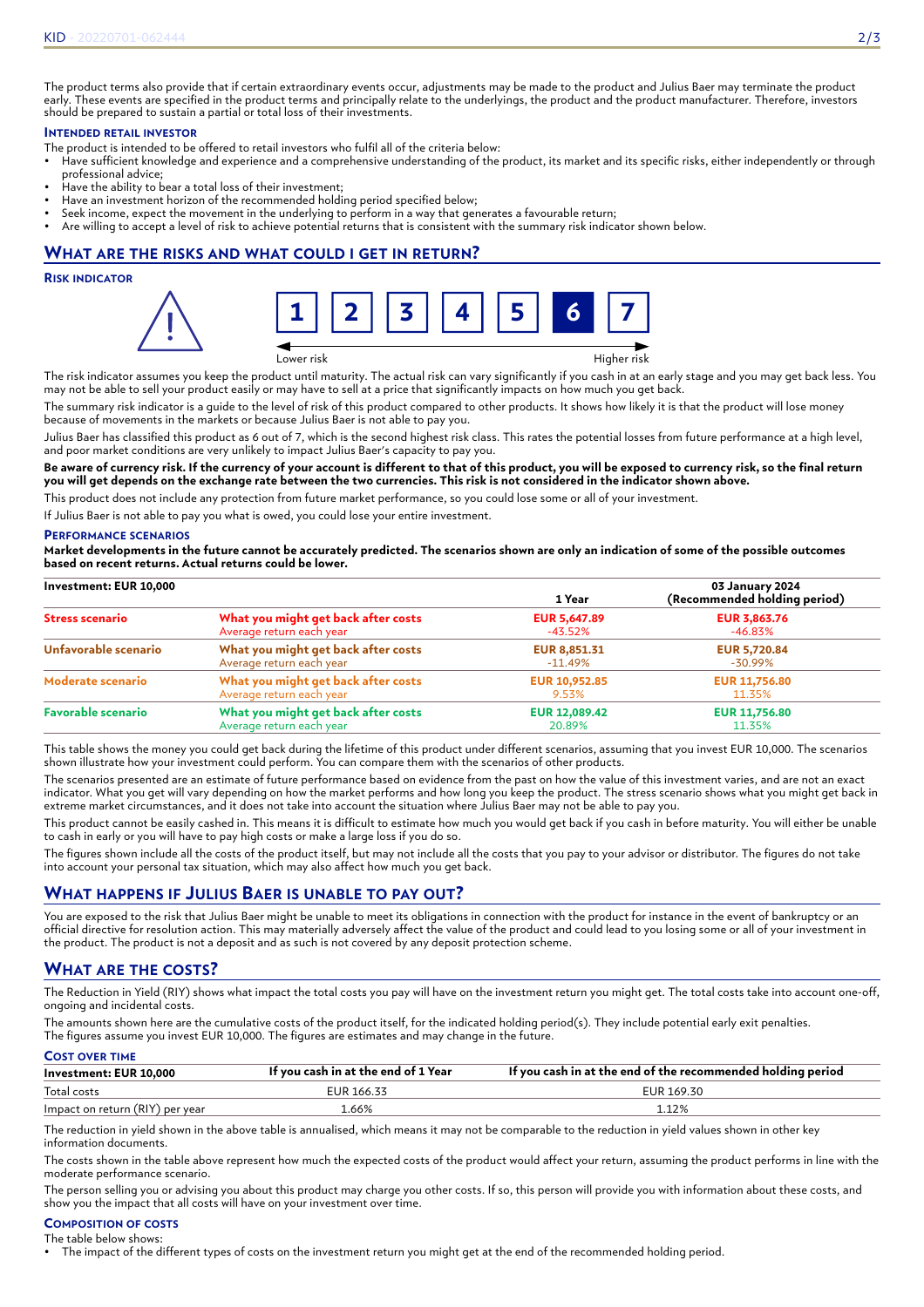The product terms also provide that if certain extraordinary events occur, adjustments may be made to the product and Julius Baer may terminate the product early. These events are specified in the product terms and principally relate to the underlyings, the product and the product manufacturer. Therefore, investors should be prepared to sustain a partial or total loss of their investments.

### Intended retail investor

The product is intended to be offered to retail investors who fulfil all of the criteria below:

- Have sufficient knowledge and experience and a comprehensive understanding of the product, its market and its specific risks, either independently or through professional advice;
- Have the ability to bear a total loss of their investment;
- Have an investment horizon of the recommended holding period specified below;
- Seek income, expect the movement in the underlying to perform in a way that generates a favourable return;
- Are willing to accept a level of risk to achieve potential returns that is consistent with the summary risk indicator shown below.

## What are the risks and what could I get in return?

### Risk indicator

1 | 2 | 3 | 4 | 5 | **6** | 7

Lower risk — Higher risk

The risk indicator assumes you keep the product until maturity. The actual risk can vary significantly if you cash in at an early stage and you may get back less. You may not be able to sell your product easily or may have to sell at a price that significantly impacts on how much you get back.

The summary risk indicator is a guide to the level of risk of this product compared to other products. It shows how likely it is that the product will lose money because of movements in the markets or because Julius Baer is not able to pay you.

Julius Baer has classified this product as 6 out of 7, which is the second highest risk class. This rates the potential losses from future performance at a high level, and poor market conditions are very unlikely to impact Julius Baer's capacity to pay you.

**Be aware of currency risk. If the currency of your account is different to that of this product, you will be exposed to currency risk, so the final return you will get depends on the exchange rate between the two currencies. This risk is not considered in the indicator shown above.**

This product does not include any protection from future market performance, so you could lose some or all of your investment.

If Julius Baer is not able to pay you what is owed, you could lose your entire investment.

### Performance scenarios

**Market developments in the future cannot be accurately predicted. The scenarios shown are only an indication of some of the possible outcomes based on recent returns. Actual returns could be lower.**

| Investment: EUR 10,000 | | 1 Year | 03 January 2024 (Recommended holding period) |
|---|---|---|---|
| **Stress scenario** | **What you might get back after costs** | **EUR 5,647.89** | **EUR 3,863.76** |
| | Average return each year | -43.52% | -46.83% |
| **Unfavorable scenario** | **What you might get back after costs** | **EUR 8,851.31** | **EUR 5,720.84** |
| | Average return each year | -11.49% | -30.99% |
| **Moderate scenario** | **What you might get back after costs** | **EUR 10,952.85** | **EUR 11,756.80** |
| | Average return each year | 9.53% | 11.35% |
| **Favorable scenario** | **What you might get back after costs** | **EUR 12,089.42** | **EUR 11,756.80** |
| | Average return each year | 20.89% | 11.35% |

This table shows the money you could get back during the lifetime of this product under different scenarios, assuming that you invest EUR 10,000. The scenarios shown illustrate how your investment could perform. You can compare them with the scenarios of other products.

The scenarios presented are an estimate of future performance based on evidence from the past on how the value of this investment varies, and are not an exact indicator. What you get will vary depending on how the market performs and how long you keep the product. The stress scenario shows what you might get back in extreme market circumstances, and it does not take into account the situation where Julius Baer may not be able to pay you.

This product cannot be easily cashed in. This means it is difficult to estimate how much you would get back if you cash in before maturity. You will either be unable to cash in early or you will have to pay high costs or make a large loss if you do so.

The figures shown include all the costs of the product itself, but may not include all the costs that you pay to your advisor or distributor. The figures do not take into account your personal tax situation, which may also affect how much you get back.

## What happens if Julius Baer is unable to pay out?

You are exposed to the risk that Julius Baer might be unable to meet its obligations in connection with the product for instance in the event of bankruptcy or an official directive for resolution action. This may materially adversely affect the value of the product and could lead to you losing some or all of your investment in the product. The product is not a deposit and as such is not covered by any deposit protection scheme.

## What are the costs?

The Reduction in Yield (RIY) shows what impact the total costs you pay will have on the investment return you might get. The total costs take into account one-off, ongoing and incidental costs.

The amounts shown here are the cumulative costs of the product itself, for the indicated holding period(s). They include potential early exit penalties. The figures assume you invest EUR 10,000. The figures are estimates and may change in the future.

### Cost over time

| Investment: EUR 10,000 | If you cash in at the end of 1 Year | If you cash in at the end of the recommended holding period |
|---|---|---|
| Total costs | EUR 166.33 | EUR 169.30 |
| Impact on return (RIY) per year | 1.66% | 1.12% |

The reduction in yield shown in the above table is annualised, which means it may not be comparable to the reduction in yield values shown in other key information documents.

The costs shown in the table above represent how much the expected costs of the product would affect your return, assuming the product performs in line with the moderate performance scenario.

The person selling you or advising you about this product may charge you other costs. If so, this person will provide you with information about these costs, and show you the impact that all costs will have on your investment over time.

### Composition of costs

The table below shows:

- The impact of the different types of costs on the investment return you might get at the end of the recommended holding period.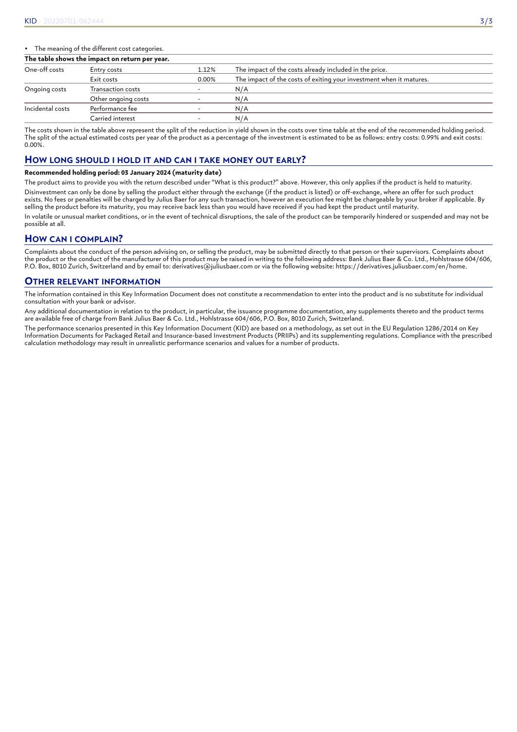- The meaning of the different cost categories.

**The table shows the impact on return per year.**

| | | | |
|---|---|---|---|
| One-off costs | Entry costs | 1.12% | The impact of the costs already included in the price. |
| | Exit costs | 0.00% | The impact of the costs of exiting your investment when it matures. |
| Ongoing costs | Transaction costs | - | N/A |
| | Other ongoing costs | - | N/A |
| Incidental costs | Performance fee | - | N/A |
| | Carried interest | - | N/A |

The costs shown in the table above represent the split of the reduction in yield shown in the costs over time table at the end of the recommended holding period. The split of the actual estimated costs per year of the product as a percentage of the investment is estimated to be as follows: entry costs: 0.99% and exit costs: 0.00%.

## How long should I hold it and can I take money out early?

**Recommended holding period: 03 January 2024 (maturity date)**

The product aims to provide you with the return described under "What is this product?" above. However, this only applies if the product is held to maturity.

Disinvestment can only be done by selling the product either through the exchange (if the product is listed) or off-exchange, where an offer for such product exists. No fees or penalties will be charged by Julius Baer for any such transaction, however an execution fee might be chargeable by your broker if applicable. By selling the product before its maturity, you may receive back less than you would have received if you had kept the product until maturity.

In volatile or unusual market conditions, or in the event of technical disruptions, the sale of the product can be temporarily hindered or suspended and may not be possible at all.

## How can I complain?

Complaints about the conduct of the person advising on, or selling the product, may be submitted directly to that person or their supervisors. Complaints about the product or the conduct of the manufacturer of this product may be raised in writing to the following address: Bank Julius Baer & Co. Ltd., Hohlstrasse 604/606, P.O. Box, 8010 Zurich, Switzerland and by email to: derivatives@juliusbaer.com or via the following website: https://derivatives.juliusbaer.com/en/home.

## Other relevant information

The information contained in this Key Information Document does not constitute a recommendation to enter into the product and is no substitute for individual consultation with your bank or advisor.

Any additional documentation in relation to the product, in particular, the issuance programme documentation, any supplements thereto and the product terms are available free of charge from Bank Julius Baer & Co. Ltd., Hohlstrasse 604/606, P.O. Box, 8010 Zurich, Switzerland.

The performance scenarios presented in this Key Information Document (KID) are based on a methodology, as set out in the EU Regulation 1286/2014 on Key Information Documents for Packaged Retail and Insurance-based Investment Products (PRIIPs) and its supplementing regulations. Compliance with the prescribed calculation methodology may result in unrealistic performance scenarios and values for a number of products.